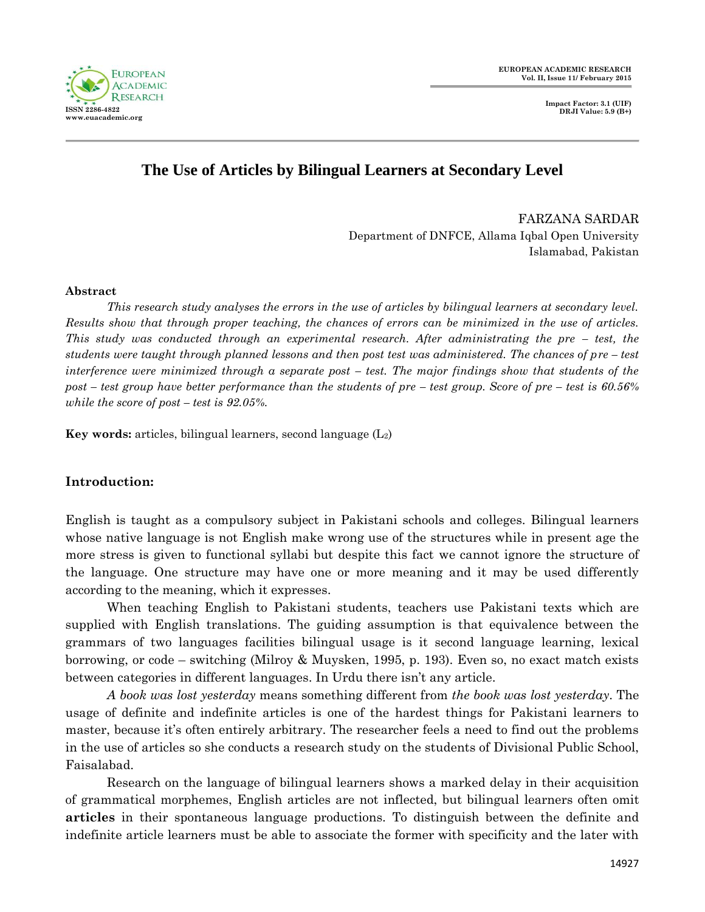# The Use of Articles by Bilingual Learners at Secondary Level

FARZANA SARDAR
Department of DNFCE, Allama Iqbal Open University
Islamabad, Pakistan

**Abstract**

*This research study analyses the errors in the use of articles by bilingual learners at secondary level. Results show that through proper teaching, the chances of errors can be minimized in the use of articles. This study was conducted through an experimental research. After administrating the pre – test, the students were taught through planned lessons and then post test was administered. The chances of pre – test interference were minimized through a separate post – test. The major findings show that students of the post – test group have better performance than the students of pre – test group. Score of pre – test is 60.56% while the score of post – test is 92.05%.*

**Key words:** articles, bilingual learners, second language ($L_2$)

## Introduction:

English is taught as a compulsory subject in Pakistani schools and colleges. Bilingual learners whose native language is not English make wrong use of the structures while in present age the more stress is given to functional syllabi but despite this fact we cannot ignore the structure of the language. One structure may have one or more meaning and it may be used differently according to the meaning, which it expresses.

When teaching English to Pakistani students, teachers use Pakistani texts which are supplied with English translations. The guiding assumption is that equivalence between the grammars of two languages facilities bilingual usage is it second language learning, lexical borrowing, or code – switching (Milroy & Muysken, 1995, p. 193). Even so, no exact match exists between categories in different languages. In Urdu there isn't any article.

*A book was lost yesterday* means something different from *the book was lost yesterday*. The usage of definite and indefinite articles is one of the hardest things for Pakistani learners to master, because it's often entirely arbitrary. The researcher feels a need to find out the problems in the use of articles so she conducts a research study on the students of Divisional Public School, Faisalabad.

Research on the language of bilingual learners shows a marked delay in their acquisition of grammatical morphemes, English articles are not inflected, but bilingual learners often omit **articles** in their spontaneous language productions. To distinguish between the definite and indefinite article learners must be able to associate the former with specificity and the later with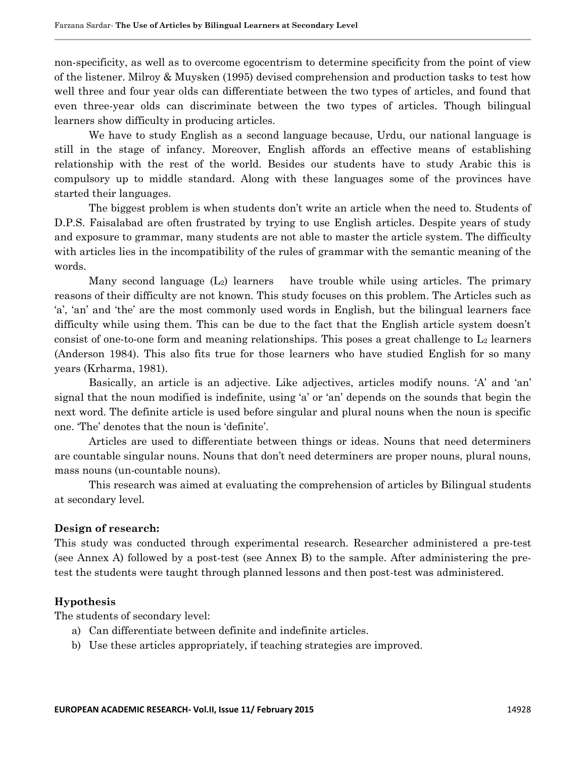non-specificity, as well as to overcome egocentrism to determine specificity from the point of view of the listener. Milroy & Muysken (1995) devised comprehension and production tasks to test how well three and four year olds can differentiate between the two types of articles, and found that even three-year olds can discriminate between the two types of articles. Though bilingual learners show difficulty in producing articles.

We have to study English as a second language because, Urdu, our national language is still in the stage of infancy. Moreover, English affords an effective means of establishing relationship with the rest of the world. Besides our students have to study Arabic this is compulsory up to middle standard. Along with these languages some of the provinces have started their languages.

The biggest problem is when students don't write an article when the need to. Students of D.P.S. Faisalabad are often frustrated by trying to use English articles. Despite years of study and exposure to grammar, many students are not able to master the article system. The difficulty with articles lies in the incompatibility of the rules of grammar with the semantic meaning of the words.

Many second language ($L_2$) learners have trouble while using articles. The primary reasons of their difficulty are not known. This study focuses on this problem. The Articles such as 'a', 'an' and 'the' are the most commonly used words in English, but the bilingual learners face difficulty while using them. This can be due to the fact that the English article system doesn't consist of one-to-one form and meaning relationships. This poses a great challenge to $L_2$ learners (Anderson 1984). This also fits true for those learners who have studied English for so many years (Krharma, 1981).

Basically, an article is an adjective. Like adjectives, articles modify nouns. 'A' and 'an' signal that the noun modified is indefinite, using 'a' or 'an' depends on the sounds that begin the next word. The definite article is used before singular and plural nouns when the noun is specific one. 'The' denotes that the noun is 'definite'.

Articles are used to differentiate between things or ideas. Nouns that need determiners are countable singular nouns. Nouns that don't need determiners are proper nouns, plural nouns, mass nouns (un-countable nouns).

This research was aimed at evaluating the comprehension of articles by Bilingual students at secondary level.

**Design of research:**

This study was conducted through experimental research. Researcher administered a pre-test (see Annex A) followed by a post-test (see Annex B) to the sample. After administering the pre-test the students were taught through planned lessons and then post-test was administered.

**Hypothesis**

The students of secondary level:

a) Can differentiate between definite and indefinite articles.
b) Use these articles appropriately, if teaching strategies are improved.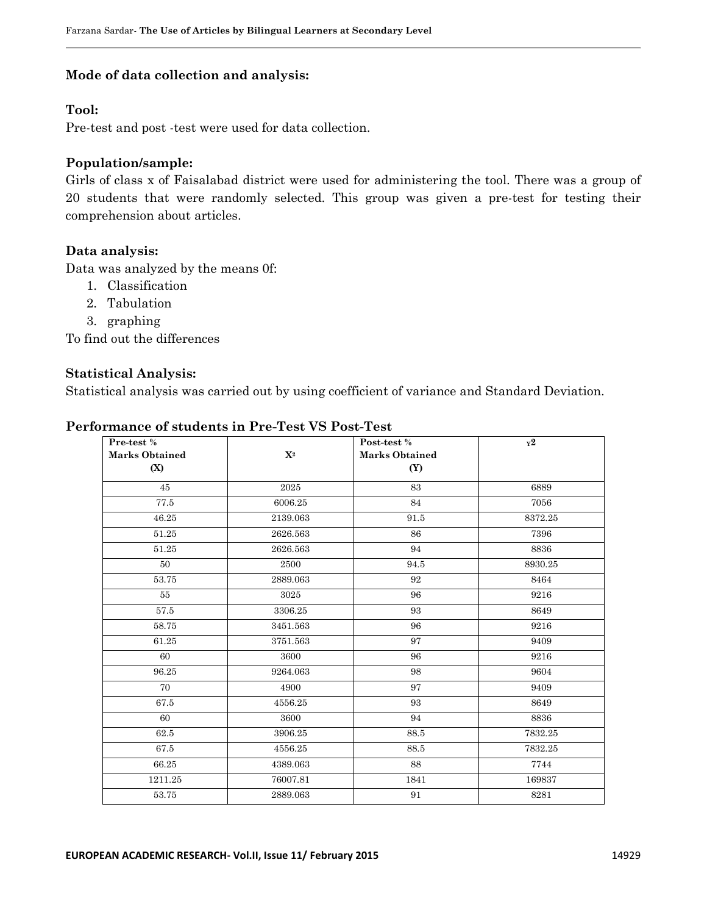### Mode of data collection and analysis:

#### Tool:

Pre-test and post -test were used for data collection.

#### Population/sample:

Girls of class x of Faisalabad district were used for administering the tool. There was a group of 20 students that were randomly selected. This group was given a pre-test for testing their comprehension about articles.

#### Data analysis:

Data was analyzed by the means 0f:

1. Classification
2. Tabulation
3. graphing

To find out the differences

#### Statistical Analysis:

Statistical analysis was carried out by using coefficient of variance and Standard Deviation.

#### Performance of students in Pre-Test VS Post-Test

| Pre-test % Marks Obtained (X) | $X^2$ | Post-test % Marks Obtained (Y) | $Y^2$ |
|---|---|---|---|
| 45 | 2025 | 83 | 6889 |
| 77.5 | 6006.25 | 84 | 7056 |
| 46.25 | 2139.063 | 91.5 | 8372.25 |
| 51.25 | 2626.563 | 86 | 7396 |
| 51.25 | 2626.563 | 94 | 8836 |
| 50 | 2500 | 94.5 | 8930.25 |
| 53.75 | 2889.063 | 92 | 8464 |
| 55 | 3025 | 96 | 9216 |
| 57.5 | 3306.25 | 93 | 8649 |
| 58.75 | 3451.563 | 96 | 9216 |
| 61.25 | 3751.563 | 97 | 9409 |
| 60 | 3600 | 96 | 9216 |
| 96.25 | 9264.063 | 98 | 9604 |
| 70 | 4900 | 97 | 9409 |
| 67.5 | 4556.25 | 93 | 8649 |
| 60 | 3600 | 94 | 8836 |
| 62.5 | 3906.25 | 88.5 | 7832.25 |
| 67.5 | 4556.25 | 88.5 | 7832.25 |
| 66.25 | 4389.063 | 88 | 7744 |
| 1211.25 | 76007.81 | 1841 | 169837 |
| 53.75 | 2889.063 | 91 | 8281 |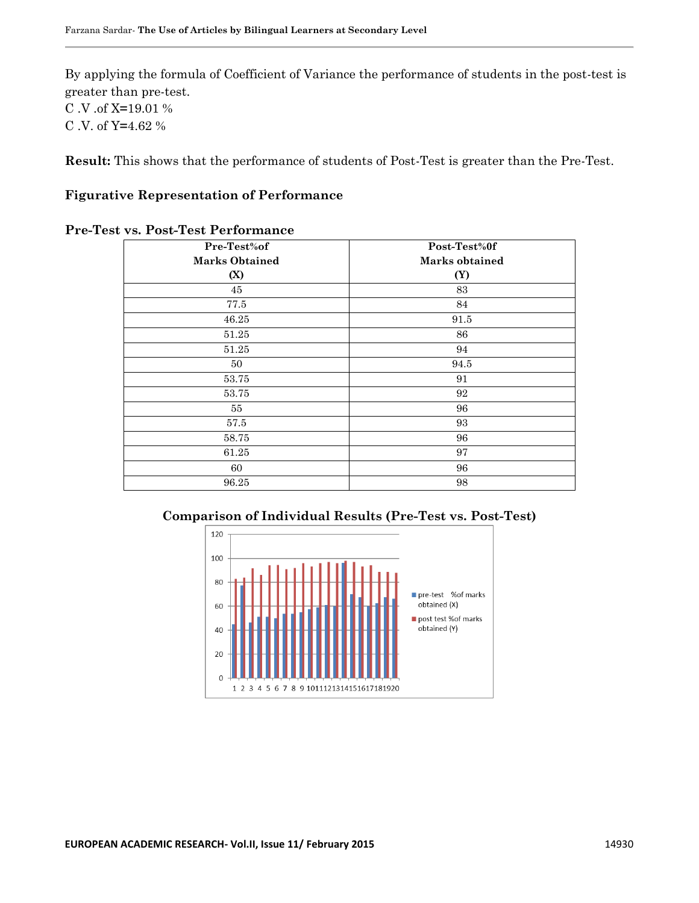By applying the formula of Coefficient of Variance the performance of students in the post-test is greater than pre-test.
C .V .of X=19.01 %
C .V. of Y=4.62 %

**Result:** This shows that the performance of students of Post-Test is greater than the Pre-Test.

### Figurative Representation of Performance

**Pre-Test vs. Post-Test Performance**

| Pre-Test%of Marks Obtained (X) | Post-Test%0f Marks obtained (Y) |
|---|---|
| 45 | 83 |
| 77.5 | 84 |
| 46.25 | 91.5 |
| 51.25 | 86 |
| 51.25 | 94 |
| 50 | 94.5 |
| 53.75 | 91 |
| 53.75 | 92 |
| 55 | 96 |
| 57.5 | 93 |
| 58.75 | 96 |
| 61.25 | 97 |
| 60 | 96 |
| 96.25 | 98 |

**Comparison of Individual Results (Pre-Test vs. Post-Test)**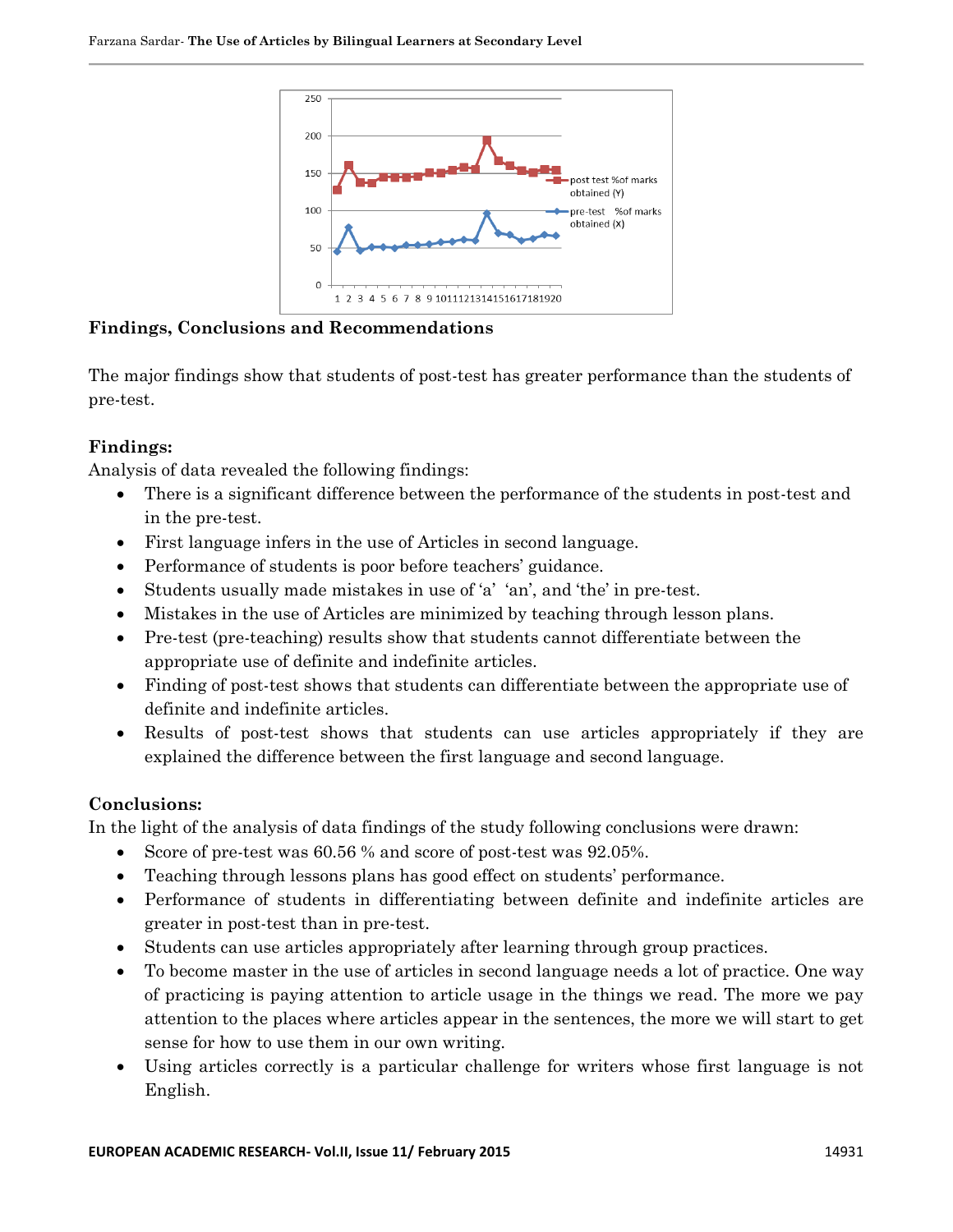## Findings, Conclusions and Recommendations

The major findings show that students of post-test has greater performance than the students of pre-test.

### Findings:

Analysis of data revealed the following findings:

- There is a significant difference between the performance of the students in post-test and in the pre-test.
- First language infers in the use of Articles in second language.
- Performance of students is poor before teachers' guidance.
- Students usually made mistakes in use of 'a' 'an', and 'the' in pre-test.
- Mistakes in the use of Articles are minimized by teaching through lesson plans.
- Pre-test (pre-teaching) results show that students cannot differentiate between the appropriate use of definite and indefinite articles.
- Finding of post-test shows that students can differentiate between the appropriate use of definite and indefinite articles.
- Results of post-test shows that students can use articles appropriately if they are explained the difference between the first language and second language.

### Conclusions:

In the light of the analysis of data findings of the study following conclusions were drawn:

- Score of pre-test was 60.56 % and score of post-test was 92.05%.
- Teaching through lessons plans has good effect on students' performance.
- Performance of students in differentiating between definite and indefinite articles are greater in post-test than in pre-test.
- Students can use articles appropriately after learning through group practices.
- To become master in the use of articles in second language needs a lot of practice. One way of practicing is paying attention to article usage in the things we read. The more we pay attention to the places where articles appear in the sentences, the more we will start to get sense for how to use them in our own writing.
- Using articles correctly is a particular challenge for writers whose first language is not English.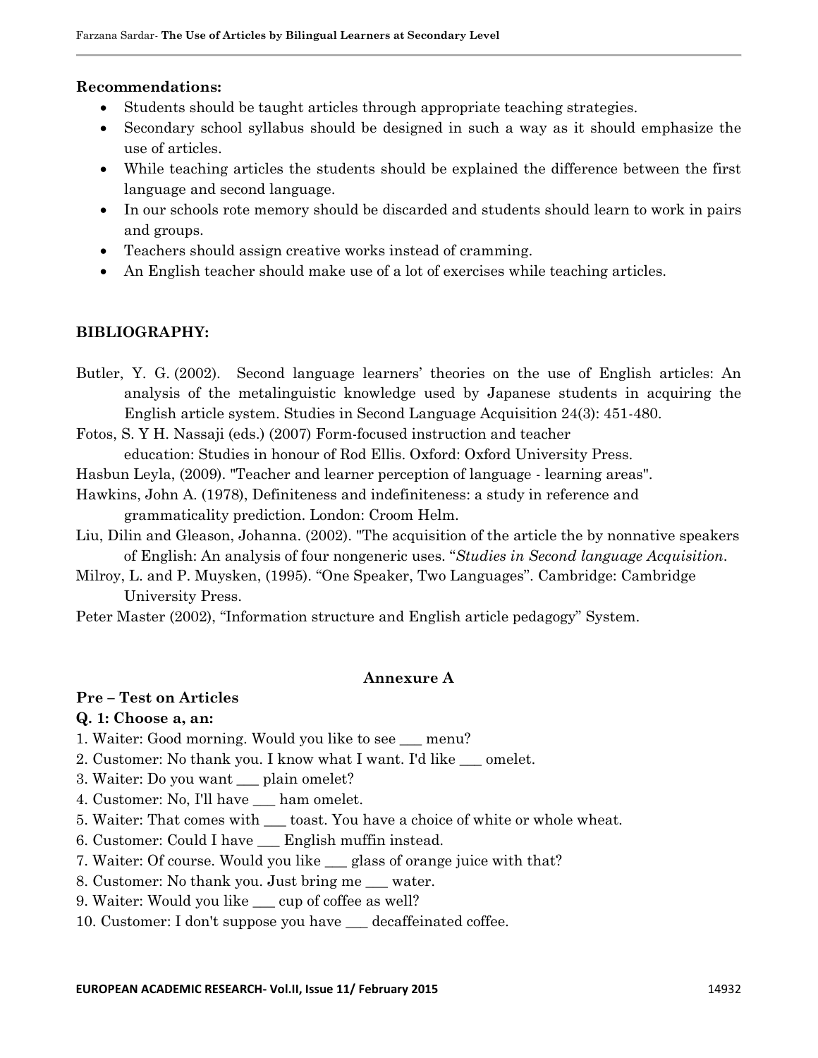**Recommendations:**

- Students should be taught articles through appropriate teaching strategies.
- Secondary school syllabus should be designed in such a way as it should emphasize the use of articles.
- While teaching articles the students should be explained the difference between the first language and second language.
- In our schools rote memory should be discarded and students should learn to work in pairs and groups.
- Teachers should assign creative works instead of cramming.
- An English teacher should make use of a lot of exercises while teaching articles.

**BIBLIOGRAPHY:**

Butler, Y. G. (2002). Second language learners' theories on the use of English articles: An analysis of the metalinguistic knowledge used by Japanese students in acquiring the English article system. Studies in Second Language Acquisition 24(3): 451-480.

Fotos, S. Y H. Nassaji (eds.) (2007) Form-focused instruction and teacher education: Studies in honour of Rod Ellis. Oxford: Oxford University Press.

Hasbun Leyla, (2009). "Teacher and learner perception of language - learning areas".

Hawkins, John A. (1978), Definiteness and indefiniteness: a study in reference and grammaticality prediction. London: Croom Helm.

Liu, Dilin and Gleason, Johanna. (2002). "The acquisition of the article the by nonnative speakers of English: An analysis of four nongeneric uses. "*Studies in Second language Acquisition*.

Milroy, L. and P. Muysken, (1995). "One Speaker, Two Languages". Cambridge: Cambridge University Press.

Peter Master (2002), "Information structure and English article pedagogy" System.

## Annexure A

**Pre – Test on Articles**

**Q. 1: Choose a, an:**

1. Waiter: Good morning. Would you like to see ___ menu?
2. Customer: No thank you. I know what I want. I'd like ___ omelet.
3. Waiter: Do you want ___ plain omelet?
4. Customer: No, I'll have ___ ham omelet.
5. Waiter: That comes with ___ toast. You have a choice of white or whole wheat.
6. Customer: Could I have ___ English muffin instead.
7. Waiter: Of course. Would you like ___ glass of orange juice with that?
8. Customer: No thank you. Just bring me ___ water.
9. Waiter: Would you like ___ cup of coffee as well?
10. Customer: I don't suppose you have ___ decaffeinated coffee.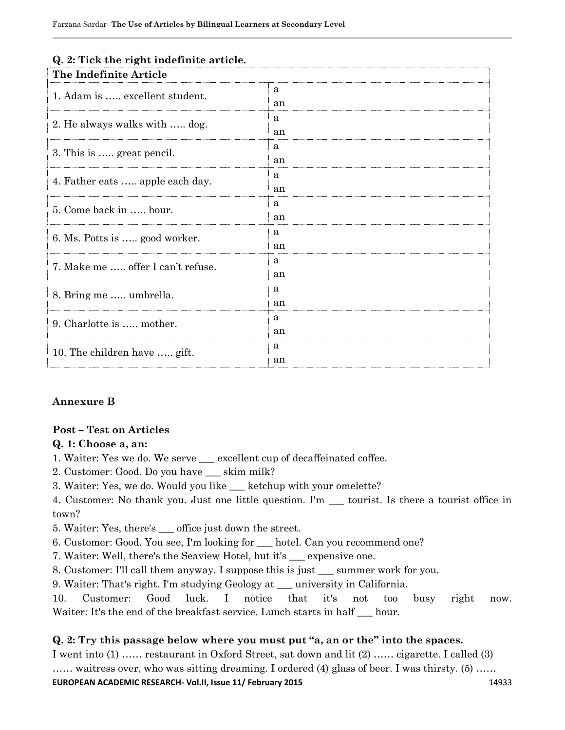**Q. 2: Tick the right indefinite article.**

| The Indefinite Article | |
|---|---|
| 1. Adam is ….. excellent student. | a<br>an |
| 2. He always walks with ….. dog. | a<br>an |
| 3. This is ….. great pencil. | a<br>an |
| 4. Father eats ….. apple each day. | a<br>an |
| 5. Come back in ….. hour. | a<br>an |
| 6. Ms. Potts is ….. good worker. | a<br>an |
| 7. Make me ….. offer I can't refuse. | a<br>an |
| 8. Bring me ….. umbrella. | a<br>an |
| 9. Charlotte is ….. mother. | a<br>an |
| 10. The children have ….. gift. | a<br>an |

## Annexure B

### Post – Test on Articles

**Q. 1: Choose a, an:**

1. Waiter: Yes we do. We serve ___ excellent cup of decaffeinated coffee.
2. Customer: Good. Do you have ___ skim milk?
3. Waiter: Yes, we do. Would you like ___ ketchup with your omelette?
4. Customer: No thank you. Just one little question. I'm ___ tourist. Is there a tourist office in town?
5. Waiter: Yes, there's ___ office just down the street.
6. Customer: Good. You see, I'm looking for ___ hotel. Can you recommend one?
7. Waiter: Well, there's the Seaview Hotel, but it's ___ expensive one.
8. Customer: I'll call them anyway. I suppose this is just ___ summer work for you.
9. Waiter: That's right. I'm studying Geology at ___ university in California.
10. Customer: Good luck. I notice that it's not too busy right now. Waiter: It's the end of the breakfast service. Lunch starts in half ___ hour.

**Q. 2: Try this passage below where you must put "a, an or the" into the spaces.**

I went into (1) …… restaurant in Oxford Street, sat down and lit (2) …… cigarette. I called (3) …… waitress over, who was sitting dreaming. I ordered (4) glass of beer. I was thirsty. (5) ……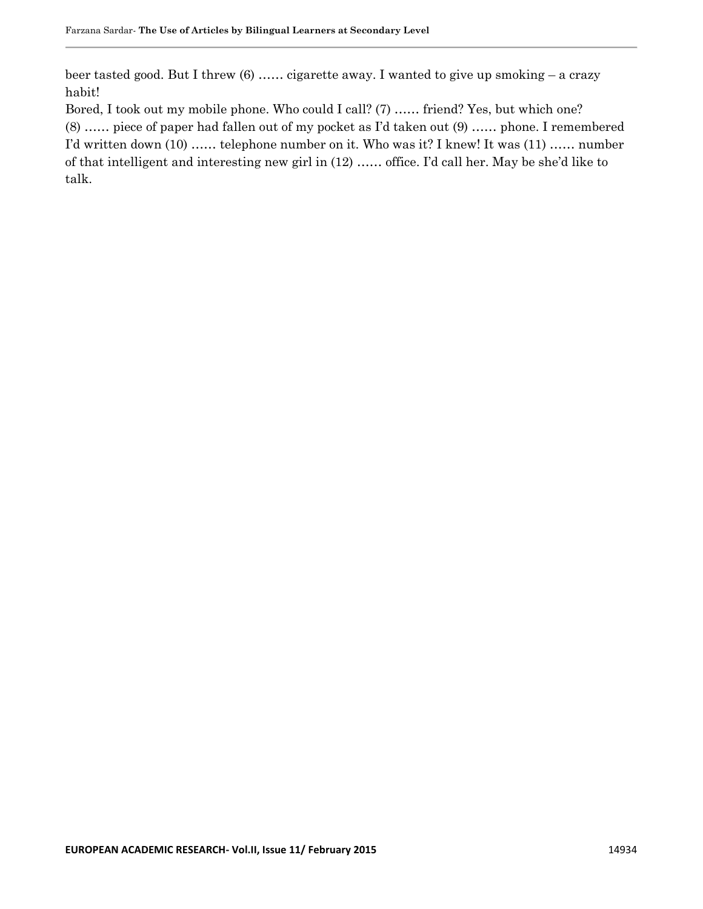beer tasted good. But I threw (6) …… cigarette away. I wanted to give up smoking – a crazy habit!

Bored, I took out my mobile phone. Who could I call? (7) …… friend? Yes, but which one? (8) …… piece of paper had fallen out of my pocket as I'd taken out (9) …… phone. I remembered I'd written down (10) …… telephone number on it. Who was it? I knew! It was (11) …… number of that intelligent and interesting new girl in (12) …… office. I'd call her. May be she'd like to talk.